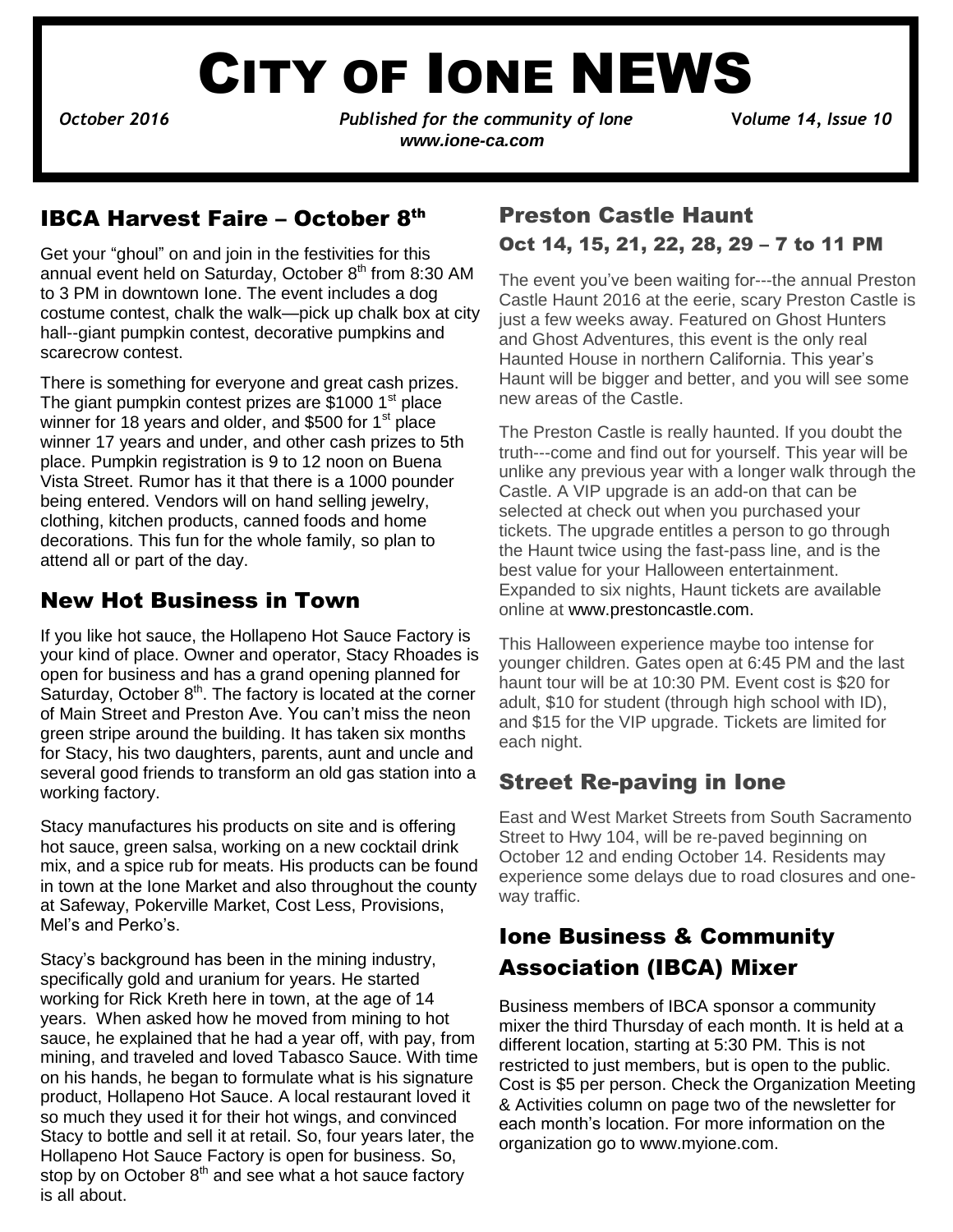# CITY OF IONE NEWS

*October 2016* *Published for the community of Ione* *Volume 14, Issue 10*
*www.ione-ca.com*

## IBCA Harvest Faire – October 8th

Get your "ghoul" on and join in the festivities for this annual event held on Saturday, October 8th from 8:30 AM to 3 PM in downtown Ione. The event includes a dog costume contest, chalk the walk—pick up chalk box at city hall--giant pumpkin contest, decorative pumpkins and scarecrow contest.

There is something for everyone and great cash prizes. The giant pumpkin contest prizes are $1000 1st place winner for 18 years and older, and $500 for 1st place winner 17 years and under, and other cash prizes to 5th place. Pumpkin registration is 9 to 12 noon on Buena Vista Street. Rumor has it that there is a 1000 pounder being entered. Vendors will on hand selling jewelry, clothing, kitchen products, canned foods and home decorations. This fun for the whole family, so plan to attend all or part of the day.

## New Hot Business in Town

If you like hot sauce, the Hollapeno Hot Sauce Factory is your kind of place. Owner and operator, Stacy Rhoades is open for business and has a grand opening planned for Saturday, October 8th. The factory is located at the corner of Main Street and Preston Ave. You can't miss the neon green stripe around the building. It has taken six months for Stacy, his two daughters, parents, aunt and uncle and several good friends to transform an old gas station into a working factory.

Stacy manufactures his products on site and is offering hot sauce, green salsa, working on a new cocktail drink mix, and a spice rub for meats. His products can be found in town at the Ione Market and also throughout the county at Safeway, Pokerville Market, Cost Less, Provisions, Mel's and Perko's.

Stacy's background has been in the mining industry, specifically gold and uranium for years. He started working for Rick Kreth here in town, at the age of 14 years. When asked how he moved from mining to hot sauce, he explained that he had a year off, with pay, from mining, and traveled and loved Tabasco Sauce. With time on his hands, he began to formulate what is his signature product, Hollapeno Hot Sauce. A local restaurant loved it so much they used it for their hot wings, and convinced Stacy to bottle and sell it at retail. So, four years later, the Hollapeno Hot Sauce Factory is open for business. So, stop by on October 8th and see what a hot sauce factory is all about.

## Preston Castle Haunt

### Oct 14, 15, 21, 22, 28, 29 – 7 to 11 PM

The event you've been waiting for---the annual Preston Castle Haunt 2016 at the eerie, scary Preston Castle is just a few weeks away. Featured on Ghost Hunters and Ghost Adventures, this event is the only real Haunted House in northern California. This year's Haunt will be bigger and better, and you will see some new areas of the Castle.

The Preston Castle is really haunted. If you doubt the truth---come and find out for yourself. This year will be unlike any previous year with a longer walk through the Castle. A VIP upgrade is an add-on that can be selected at check out when you purchased your tickets. The upgrade entitles a person to go through the Haunt twice using the fast-pass line, and is the best value for your Halloween entertainment. Expanded to six nights, Haunt tickets are available online at www.prestoncastle.com.

This Halloween experience maybe too intense for younger children. Gates open at 6:45 PM and the last haunt tour will be at 10:30 PM. Event cost is $20 for adult, $10 for student (through high school with ID), and $15 for the VIP upgrade. Tickets are limited for each night.

## Street Re-paving in Ione

East and West Market Streets from South Sacramento Street to Hwy 104, will be re-paved beginning on October 12 and ending October 14. Residents may experience some delays due to road closures and one-way traffic.

## Ione Business & Community Association (IBCA) Mixer

Business members of IBCA sponsor a community mixer the third Thursday of each month. It is held at a different location, starting at 5:30 PM. This is not restricted to just members, but is open to the public. Cost is $5 per person. Check the Organization Meeting & Activities column on page two of the newsletter for each month's location. For more information on the organization go to www.myione.com.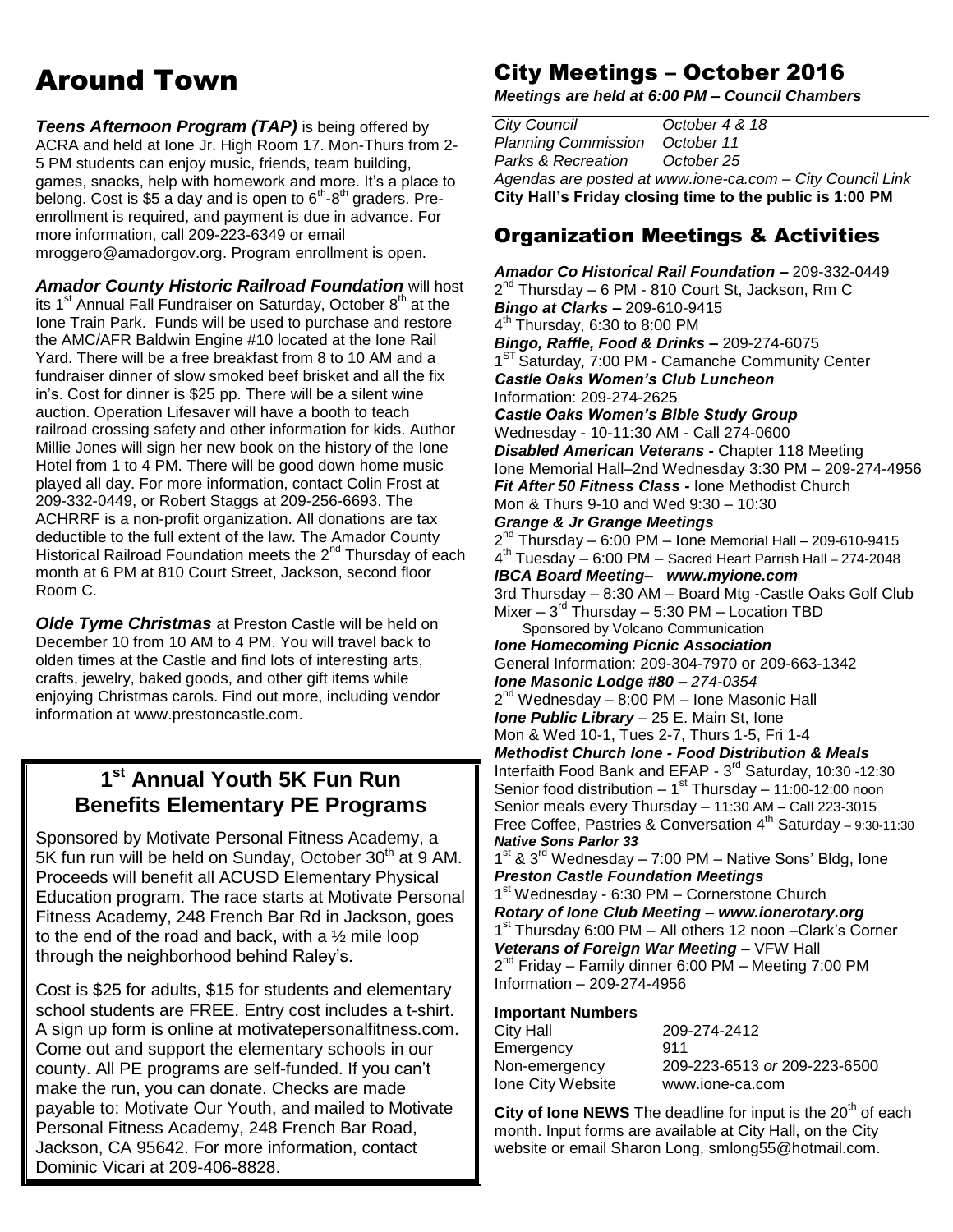# Around Town

***Teens Afternoon Program (TAP)*** is being offered by ACRA and held at Ione Jr. High Room 17. Mon-Thurs from 2-5 PM students can enjoy music, friends, team building, games, snacks, help with homework and more. It's a place to belong. Cost is $5 a day and is open to 6th-8th graders. Pre-enrollment is required, and payment is due in advance. For more information, call 209-223-6349 or email mroggero@amadorgov.org. Program enrollment is open.

***Amador County Historic Railroad Foundation*** will host its 1st Annual Fall Fundraiser on Saturday, October 8th at the Ione Train Park. Funds will be used to purchase and restore the AMC/AFR Baldwin Engine #10 located at the Ione Rail Yard. There will be a free breakfast from 8 to 10 AM and a fundraiser dinner of slow smoked beef brisket and all the fix in's. Cost for dinner is $25 pp. There will be a silent wine auction. Operation Lifesaver will have a booth to teach railroad crossing safety and other information for kids. Author Millie Jones will sign her new book on the history of the Ione Hotel from 1 to 4 PM. There will be good down home music played all day. For more information, contact Colin Frost at 209-332-0449, or Robert Staggs at 209-256-6693. The ACHRRF is a non-profit organization. All donations are tax deductible to the full extent of the law. The Amador County Historical Railroad Foundation meets the 2nd Thursday of each month at 6 PM at 810 Court Street, Jackson, second floor Room C.

***Olde Tyme Christmas*** at Preston Castle will be held on December 10 from 10 AM to 4 PM. You will travel back to olden times at the Castle and find lots of interesting arts, crafts, jewelry, baked goods, and other gift items while enjoying Christmas carols. Find out more, including vendor information at www.prestoncastle.com.

## 1st Annual Youth 5K Fun Run Benefits Elementary PE Programs

Sponsored by Motivate Personal Fitness Academy, a 5K fun run will be held on Sunday, October 30th at 9 AM. Proceeds will benefit all ACUSD Elementary Physical Education program. The race starts at Motivate Personal Fitness Academy, 248 French Bar Rd in Jackson, goes to the end of the road and back, with a ½ mile loop through the neighborhood behind Raley's.

Cost is $25 for adults, $15 for students and elementary school students are FREE. Entry cost includes a t-shirt. A sign up form is online at motivatepersonalfitness.com. Come out and support the elementary schools in our county. All PE programs are self-funded. If you can't make the run, you can donate. Checks are made payable to: Motivate Our Youth, and mailed to Motivate Personal Fitness Academy, 248 French Bar Road, Jackson, CA 95642. For more information, contact Dominic Vicari at 209-406-8828.

# City Meetings – October 2016

***Meetings are held at 6:00 PM – Council Chambers***

| | |
|---|---|
| *City Council* | *October 4 & 18* |
| *Planning Commission* | *October 11* |
| *Parks & Recreation* | *October 25* |

*Agendas are posted at www.ione-ca.com – City Council Link*

**City Hall's Friday closing time to the public is 1:00 PM**

# Organization Meetings & Activities

***Amador Co Historical Rail Foundation –*** 209-332-0449
2nd Thursday – 6 PM - 810 Court St, Jackson, Rm C

***Bingo at Clarks –*** 209-610-9415
4th Thursday, 6:30 to 8:00 PM

***Bingo, Raffle, Food & Drinks –*** 209-274-6075
1ST Saturday, 7:00 PM - Camanche Community Center

***Castle Oaks Women's Club Luncheon***
Information: 209-274-2625

***Castle Oaks Women's Bible Study Group***
Wednesday - 10-11:30 AM - Call 274-0600

***Disabled American Veterans -*** Chapter 118 Meeting
Ione Memorial Hall–2nd Wednesday 3:30 PM – 209-274-4956

***Fit After 50 Fitness Class -*** Ione Methodist Church
Mon & Thurs 9-10 and Wed 9:30 – 10:30

***Grange & Jr Grange Meetings***
2nd Thursday – 6:00 PM – Ione Memorial Hall – 209-610-9415
4th Tuesday – 6:00 PM – Sacred Heart Parrish Hall – 274-2048

***IBCA Board Meeting– www.myione.com***
3rd Thursday – 8:30 AM – Board Mtg -Castle Oaks Golf Club
Mixer – 3rd Thursday – 5:30 PM – Location TBD
Sponsored by Volcano Communication

***Ione Homecoming Picnic Association***
General Information: 209-304-7970 or 209-663-1342

***Ione Masonic Lodge #80 – 274-0354***
2nd Wednesday – 8:00 PM – Ione Masonic Hall

***Ione Public Library*** – 25 E. Main St, Ione
Mon & Wed 10-1, Tues 2-7, Thurs 1-5, Fri 1-4

***Methodist Church Ione - Food Distribution & Meals***
Interfaith Food Bank and EFAP - 3rd Saturday, 10:30 -12:30
Senior food distribution – 1st Thursday – 11:00-12:00 noon
Senior meals every Thursday – 11:30 AM – Call 223-3015
Free Coffee, Pastries & Conversation 4th Saturday – 9:30-11:30

***Native Sons Parlor 33***
1st & 3rd Wednesday – 7:00 PM – Native Sons' Bldg, Ione

***Preston Castle Foundation Meetings***
1st Wednesday - 6:30 PM – Cornerstone Church

***Rotary of Ione Club Meeting – www.ionerotary.org***
1st Thursday 6:00 PM – All others 12 noon –Clark's Corner

***Veterans of Foreign War Meeting –*** VFW Hall
2nd Friday – Family dinner 6:00 PM – Meeting 7:00 PM
Information – 209-274-4956

**Important Numbers**

| | |
|---|---|
| City Hall | 209-274-2412 |
| Emergency | 911 |
| Non-emergency | 209-223-6513 *or* 209-223-6500 |
| Ione City Website | www.ione-ca.com |

**City of Ione NEWS** The deadline for input is the 20th of each month. Input forms are available at City Hall, on the City website or email Sharon Long, smlong55@hotmail.com.